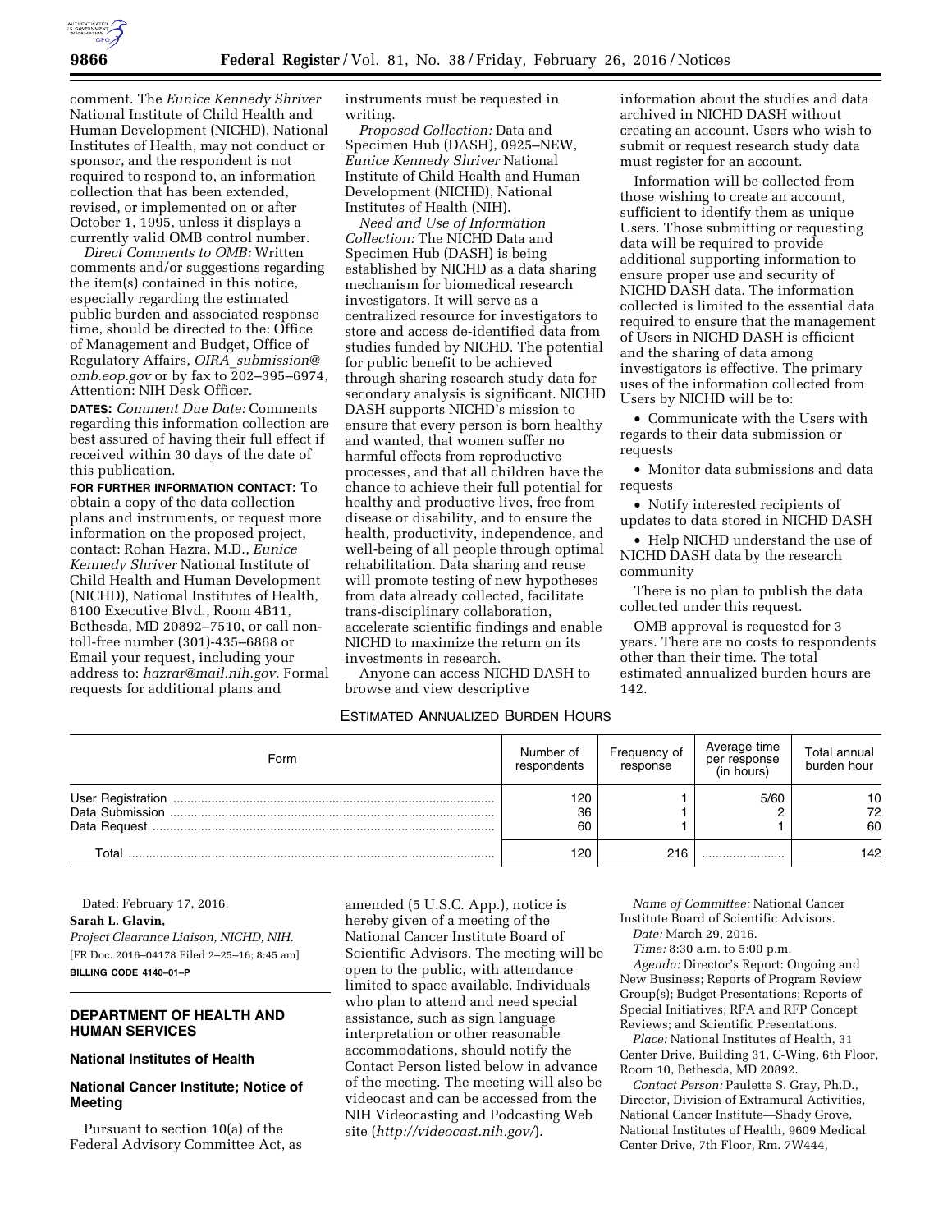comment. The *Eunice Kennedy Shriver* National Institute of Child Health and Human Development (NICHD), National Institutes of Health, may not conduct or sponsor, and the respondent is not required to respond to, an information collection that has been extended, revised, or implemented on or after October 1, 1995, unless it displays a currently valid OMB control number.

*Direct Comments to OMB:* Written comments and/or suggestions regarding the item(s) contained in this notice, especially regarding the estimated public burden and associated response time, should be directed to the: Office of Management and Budget, Office of Regulatory Affairs, *OIRA_submission@omb.eop.gov* or by fax to 202–395–6974, Attention: NIH Desk Officer.

**DATES:** *Comment Due Date:* Comments regarding this information collection are best assured of having their full effect if received within 30 days of the date of this publication.

**FOR FURTHER INFORMATION CONTACT:** To obtain a copy of the data collection plans and instruments, or request more information on the proposed project, contact: Rohan Hazra, M.D., *Eunice Kennedy Shriver* National Institute of Child Health and Human Development (NICHD), National Institutes of Health, 6100 Executive Blvd., Room 4B11, Bethesda, MD 20892–7510, or call non-toll-free number (301)-435–6868 or Email your request, including your address to: *hazrar@mail.nih.gov.* Formal requests for additional plans and instruments must be requested in writing.

*Proposed Collection:* Data and Specimen Hub (DASH), 0925–NEW, *Eunice Kennedy Shriver* National Institute of Child Health and Human Development (NICHD), National Institutes of Health (NIH).

*Need and Use of Information Collection:* The NICHD Data and Specimen Hub (DASH) is being established by NICHD as a data sharing mechanism for biomedical research investigators. It will serve as a centralized resource for investigators to store and access de-identified data from studies funded by NICHD. The potential for public benefit to be achieved through sharing research study data for secondary analysis is significant. NICHD DASH supports NICHD's mission to ensure that every person is born healthy and wanted, that women suffer no harmful effects from reproductive processes, and that all children have the chance to achieve their full potential for healthy and productive lives, free from disease or disability, and to ensure the health, productivity, independence, and well-being of all people through optimal rehabilitation. Data sharing and reuse will promote testing of new hypotheses from data already collected, facilitate trans-disciplinary collaboration, accelerate scientific findings and enable NICHD to maximize the return on its investments in research.

Anyone can access NICHD DASH to browse and view descriptive information about the studies and data archived in NICHD DASH without creating an account. Users who wish to submit or request research study data must register for an account.

Information will be collected from those wishing to create an account, sufficient to identify them as unique Users. Those submitting or requesting data will be required to provide additional supporting information to ensure proper use and security of NICHD DASH data. The information collected is limited to the essential data required to ensure that the management of Users in NICHD DASH is efficient and the sharing of data among investigators is effective. The primary uses of the information collected from Users by NICHD will be to:

- Communicate with the Users with regards to their data submission or requests
- Monitor data submissions and data requests
- Notify interested recipients of updates to data stored in NICHD DASH
- Help NICHD understand the use of NICHD DASH data by the research community

There is no plan to publish the data collected under this request.

OMB approval is requested for 3 years. There are no costs to respondents other than their time. The total estimated annualized burden hours are 142.

ESTIMATED ANNUALIZED BURDEN HOURS

| Form | Number of respondents | Frequency of response | Average time per response (in hours) | Total annual burden hour |
|---|---|---|---|---|
| User Registration | 120 | 1 | 5/60 | 10 |
| Data Submission | 36 | 1 | 2 | 72 |
| Data Request | 60 | 1 | 1 | 60 |
| Total | 120 | 216 | | 142 |

Dated: February 17, 2016.

**Sarah L. Glavin,**

*Project Clearance Liaison, NICHD, NIH.*

[FR Doc. 2016–04178 Filed 2–25–16; 8:45 am]

**BILLING CODE 4140–01–P**

## DEPARTMENT OF HEALTH AND HUMAN SERVICES

### National Institutes of Health

### National Cancer Institute; Notice of Meeting

Pursuant to section 10(a) of the Federal Advisory Committee Act, as amended (5 U.S.C. App.), notice is hereby given of a meeting of the National Cancer Institute Board of Scientific Advisors. The meeting will be open to the public, with attendance limited to space available. Individuals who plan to attend and need special assistance, such as sign language interpretation or other reasonable accommodations, should notify the Contact Person listed below in advance of the meeting. The meeting will also be videocast and can be accessed from the NIH Videocasting and Podcasting Web site (*http://videocast.nih.gov/*).

*Name of Committee:* National Cancer Institute Board of Scientific Advisors.

*Date:* March 29, 2016.

*Time:* 8:30 a.m. to 5:00 p.m.

*Agenda:* Director's Report: Ongoing and New Business; Reports of Program Review Group(s); Budget Presentations; Reports of Special Initiatives; RFA and RFP Concept Reviews; and Scientific Presentations.

*Place:* National Institutes of Health, 31 Center Drive, Building 31, C-Wing, 6th Floor, Room 10, Bethesda, MD 20892.

*Contact Person:* Paulette S. Gray, Ph.D., Director, Division of Extramural Activities, National Cancer Institute—Shady Grove, National Institutes of Health, 9609 Medical Center Drive, 7th Floor, Rm. 7W444,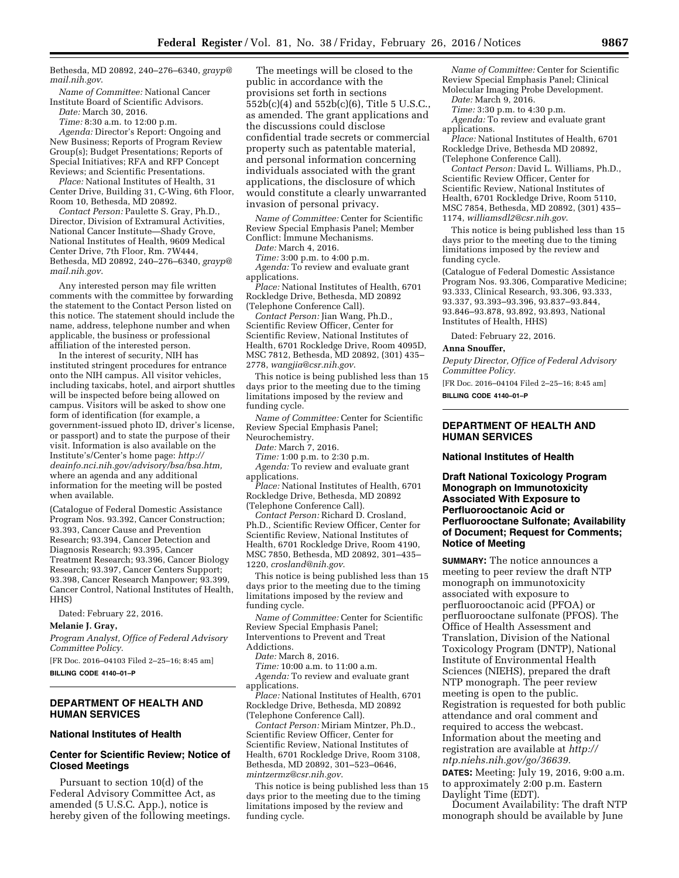Bethesda, MD 20892, 240–276–6340, *grayp@mail.nih.gov*.

*Name of Committee:* National Cancer Institute Board of Scientific Advisors.

*Date:* March 30, 2016.

*Time:* 8:30 a.m. to 12:00 p.m.

*Agenda:* Director's Report: Ongoing and New Business; Reports of Program Review Group(s); Budget Presentations; Reports of Special Initiatives; RFA and RFP Concept Reviews; and Scientific Presentations.

*Place:* National Institutes of Health, 31 Center Drive, Building 31, C-Wing, 6th Floor, Room 10, Bethesda, MD 20892.

*Contact Person:* Paulette S. Gray, Ph.D., Director, Division of Extramural Activities, National Cancer Institute—Shady Grove, National Institutes of Health, 9609 Medical Center Drive, 7th Floor, Rm. 7W444, Bethesda, MD 20892, 240–276–6340, *grayp@mail.nih.gov*.

Any interested person may file written comments with the committee by forwarding the statement to the Contact Person listed on this notice. The statement should include the name, address, telephone number and when applicable, the business or professional affiliation of the interested person.

In the interest of security, NIH has instituted stringent procedures for entrance onto the NIH campus. All visitor vehicles, including taxicabs, hotel, and airport shuttles will be inspected before being allowed on campus. Visitors will be asked to show one form of identification (for example, a government-issued photo ID, driver's license, or passport) and to state the purpose of their visit. Information is also available on the Institute's/Center's home page: *http://deainfo.nci.nih.gov/advisory/bsa/bsa.htm,* where an agenda and any additional information for the meeting will be posted when available.

(Catalogue of Federal Domestic Assistance Program Nos. 93.392, Cancer Construction; 93.393, Cancer Cause and Prevention Research; 93.394, Cancer Detection and Diagnosis Research; 93.395, Cancer Treatment Research; 93.396, Cancer Biology Research; 93.397, Cancer Centers Support; 93.398, Cancer Research Manpower; 93.399, Cancer Control, National Institutes of Health, HHS)

Dated: February 22, 2016.

**Melanie J. Gray,**

*Program Analyst, Office of Federal Advisory Committee Policy.*

[FR Doc. 2016–04103 Filed 2–25–16; 8:45 am]

**BILLING CODE 4140–01–P**

## DEPARTMENT OF HEALTH AND HUMAN SERVICES

### National Institutes of Health

### Center for Scientific Review; Notice of Closed Meetings

Pursuant to section 10(d) of the Federal Advisory Committee Act, as amended (5 U.S.C. App.), notice is hereby given of the following meetings.

The meetings will be closed to the public in accordance with the provisions set forth in sections 552b(c)(4) and 552b(c)(6), Title 5 U.S.C., as amended. The grant applications and the discussions could disclose confidential trade secrets or commercial property such as patentable material, and personal information concerning individuals associated with the grant applications, the disclosure of which would constitute a clearly unwarranted invasion of personal privacy.

*Name of Committee:* Center for Scientific Review Special Emphasis Panel; Member Conflict: Immune Mechanisms.

*Date:* March 4, 2016.

*Time:* 3:00 p.m. to 4:00 p.m.

*Agenda:* To review and evaluate grant applications.

*Place:* National Institutes of Health, 6701 Rockledge Drive, Bethesda, MD 20892 (Telephone Conference Call).

*Contact Person:* Jian Wang, Ph.D., Scientific Review Officer, Center for Scientific Review, National Institutes of Health, 6701 Rockledge Drive, Room 4095D, MSC 7812, Bethesda, MD 20892, (301) 435–2778, *wangjia@csr.nih.gov*.

This notice is being published less than 15 days prior to the meeting due to the timing limitations imposed by the review and funding cycle.

*Name of Committee:* Center for Scientific Review Special Emphasis Panel; Neurochemistry.

*Date:* March 7, 2016.

*Time:* 1:00 p.m. to 2:30 p.m.

*Agenda:* To review and evaluate grant applications.

*Place:* National Institutes of Health, 6701 Rockledge Drive, Bethesda, MD 20892 (Telephone Conference Call).

*Contact Person:* Richard D. Crosland, Ph.D., Scientific Review Officer, Center for Scientific Review, National Institutes of Health, 6701 Rockledge Drive, Room 4190, MSC 7850, Bethesda, MD 20892, 301–435–1220, *crosland@nih.gov*.

This notice is being published less than 15 days prior to the meeting due to the timing limitations imposed by the review and funding cycle.

*Name of Committee:* Center for Scientific Review Special Emphasis Panel; Interventions to Prevent and Treat Addictions.

*Date:* March 8, 2016.

*Time:* 10:00 a.m. to 11:00 a.m.

*Agenda:* To review and evaluate grant applications.

*Place:* National Institutes of Health, 6701 Rockledge Drive, Bethesda, MD 20892 (Telephone Conference Call).

*Contact Person:* Miriam Mintzer, Ph.D., Scientific Review Officer, Center for Scientific Review, National Institutes of Health, 6701 Rockledge Drive, Room 3108, Bethesda, MD 20892, 301–523–0646, *mintzermz@csr.nih.gov*.

This notice is being published less than 15 days prior to the meeting due to the timing limitations imposed by the review and funding cycle.

*Name of Committee:* Center for Scientific Review Special Emphasis Panel; Clinical Molecular Imaging Probe Development.

*Date:* March 9, 2016.

*Time:* 3:30 p.m. to 4:30 p.m.

*Agenda:* To review and evaluate grant applications.

*Place:* National Institutes of Health, 6701 Rockledge Drive, Bethesda, MD 20892, (Telephone Conference Call).

*Contact Person:* David L. Williams, Ph.D., Scientific Review Officer, Center for Scientific Review, National Institutes of Health, 6701 Rockledge Drive, Room 5110, MSC 7854, Bethesda, MD 20892, (301) 435–1174, *williamsdl2@csr.nih.gov*.

This notice is being published less than 15 days prior to the meeting due to the timing limitations imposed by the review and funding cycle.

(Catalogue of Federal Domestic Assistance Program Nos. 93.306, Comparative Medicine; 93.333, Clinical Research, 93.306, 93.333, 93.337, 93.393–93.396, 93.837–93.844, 93.846–93.878, 93.892, 93.893, National Institutes of Health, HHS)

Dated: February 22, 2016.

**Anna Snouffer,**

*Deputy Director, Office of Federal Advisory Committee Policy.*

[FR Doc. 2016–04104 Filed 2–25–16; 8:45 am]

**BILLING CODE 4140–01–P**

## DEPARTMENT OF HEALTH AND HUMAN SERVICES

### National Institutes of Health

### Draft National Toxicology Program Monograph on Immunotoxicity Associated With Exposure to Perfluorooctanoic Acid or Perfluorooctane Sulfonate; Availability of Document; Request for Comments; Notice of Meeting

**SUMMARY:** The notice announces a meeting to peer review the draft NTP monograph on immunotoxicity associated with exposure to perfluorooctanoic acid (PFOA) or perfluorooctane sulfonate (PFOS). The Office of Health Assessment and Translation, Division of the National Toxicology Program (DNTP), National Institute of Environmental Health Sciences (NIEHS), prepared the draft NTP monograph. The peer review meeting is open to the public. Registration is requested for both public attendance and oral comment and required to access the webcast. Information about the meeting and registration are available at *http://ntp.niehs.nih.gov/go/36639*.

**DATES:** Meeting: July 19, 2016, 9:00 a.m. to approximately 2:00 p.m. Eastern Daylight Time (EDT).

Document Availability: The draft NTP monograph should be available by June